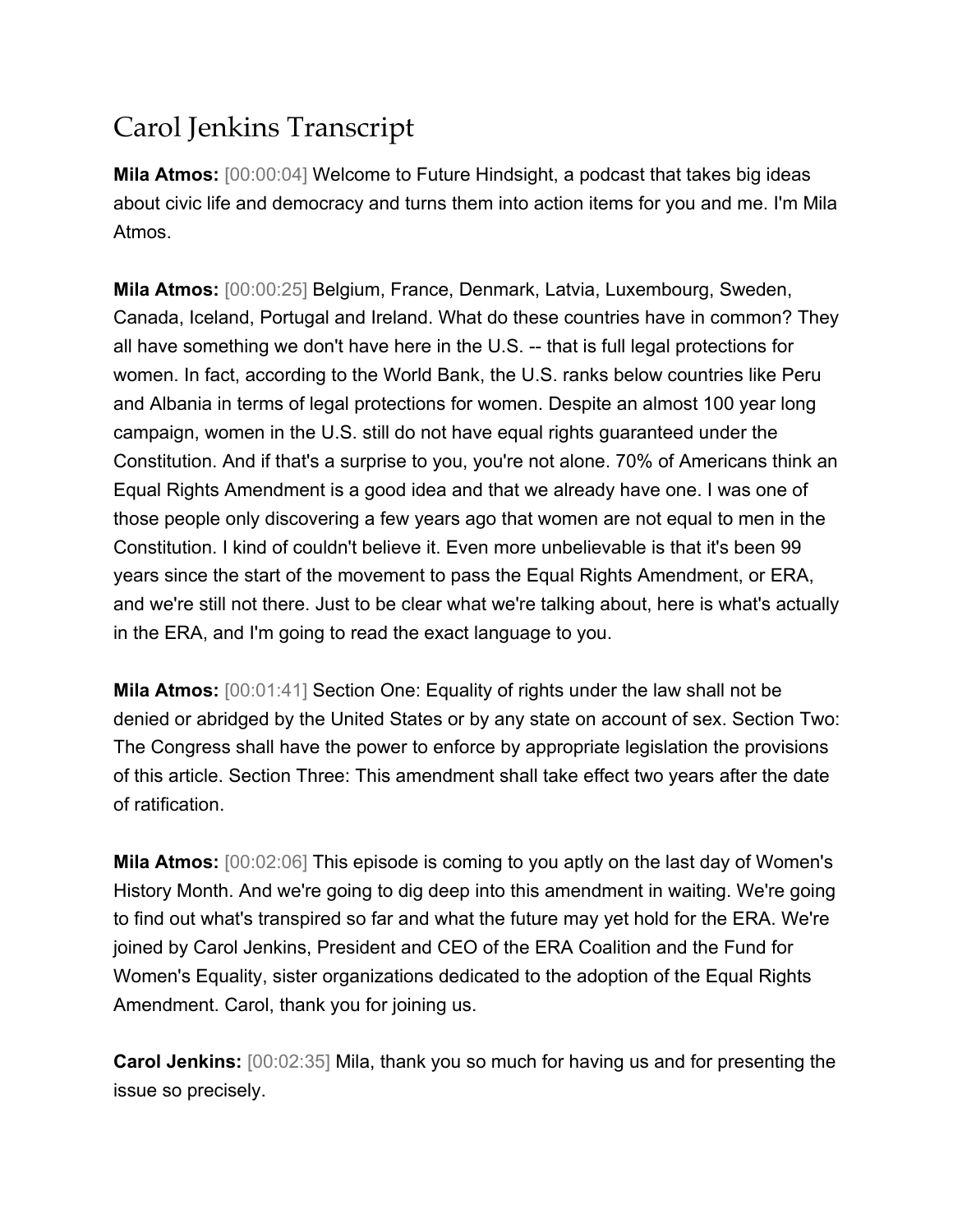# Carol Jenkins Transcript

**Mila Atmos:** [00:00:04] Welcome to Future Hindsight, a podcast that takes big ideas about civic life and democracy and turns them into action items for you and me. I'm Mila Atmos.

**Mila Atmos:** [00:00:25] Belgium, France, Denmark, Latvia, Luxembourg, Sweden, Canada, Iceland, Portugal and Ireland. What do these countries have in common? They all have something we don't have here in the U.S. -- that is full legal protections for women. In fact, according to the World Bank, the U.S. ranks below countries like Peru and Albania in terms of legal protections for women. Despite an almost 100 year long campaign, women in the U.S. still do not have equal rights guaranteed under the Constitution. And if that's a surprise to you, you're not alone. 70% of Americans think an Equal Rights Amendment is a good idea and that we already have one. I was one of those people only discovering a few years ago that women are not equal to men in the Constitution. I kind of couldn't believe it. Even more unbelievable is that it's been 99 years since the start of the movement to pass the Equal Rights Amendment, or ERA, and we're still not there. Just to be clear what we're talking about, here is what's actually in the ERA, and I'm going to read the exact language to you.

**Mila Atmos:** [00:01:41] Section One: Equality of rights under the law shall not be denied or abridged by the United States or by any state on account of sex. Section Two: The Congress shall have the power to enforce by appropriate legislation the provisions of this article. Section Three: This amendment shall take effect two years after the date of ratification.

**Mila Atmos:** [00:02:06] This episode is coming to you aptly on the last day of Women's History Month. And we're going to dig deep into this amendment in waiting. We're going to find out what's transpired so far and what the future may yet hold for the ERA. We're joined by Carol Jenkins, President and CEO of the ERA Coalition and the Fund for Women's Equality, sister organizations dedicated to the adoption of the Equal Rights Amendment. Carol, thank you for joining us.

**Carol Jenkins:** [00:02:35] Mila, thank you so much for having us and for presenting the issue so precisely.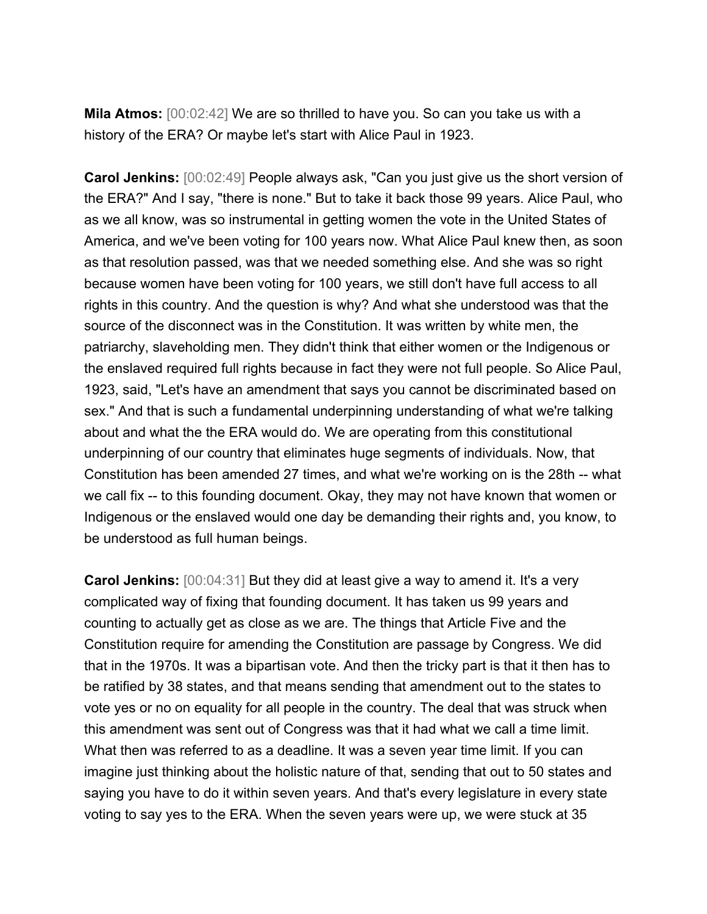**Mila Atmos:** [00:02:42] We are so thrilled to have you. So can you take us with a history of the ERA? Or maybe let's start with Alice Paul in 1923.

**Carol Jenkins:** [00:02:49] People always ask, "Can you just give us the short version of the ERA?" And I say, "there is none." But to take it back those 99 years. Alice Paul, who as we all know, was so instrumental in getting women the vote in the United States of America, and we've been voting for 100 years now. What Alice Paul knew then, as soon as that resolution passed, was that we needed something else. And she was so right because women have been voting for 100 years, we still don't have full access to all rights in this country. And the question is why? And what she understood was that the source of the disconnect was in the Constitution. It was written by white men, the patriarchy, slaveholding men. They didn't think that either women or the Indigenous or the enslaved required full rights because in fact they were not full people. So Alice Paul, 1923, said, "Let's have an amendment that says you cannot be discriminated based on sex." And that is such a fundamental underpinning understanding of what we're talking about and what the the ERA would do. We are operating from this constitutional underpinning of our country that eliminates huge segments of individuals. Now, that Constitution has been amended 27 times, and what we're working on is the 28th -- what we call fix -- to this founding document. Okay, they may not have known that women or Indigenous or the enslaved would one day be demanding their rights and, you know, to be understood as full human beings.

**Carol Jenkins:** [00:04:31] But they did at least give a way to amend it. It's a very complicated way of fixing that founding document. It has taken us 99 years and counting to actually get as close as we are. The things that Article Five and the Constitution require for amending the Constitution are passage by Congress. We did that in the 1970s. It was a bipartisan vote. And then the tricky part is that it then has to be ratified by 38 states, and that means sending that amendment out to the states to vote yes or no on equality for all people in the country. The deal that was struck when this amendment was sent out of Congress was that it had what we call a time limit. What then was referred to as a deadline. It was a seven year time limit. If you can imagine just thinking about the holistic nature of that, sending that out to 50 states and saying you have to do it within seven years. And that's every legislature in every state voting to say yes to the ERA. When the seven years were up, we were stuck at 35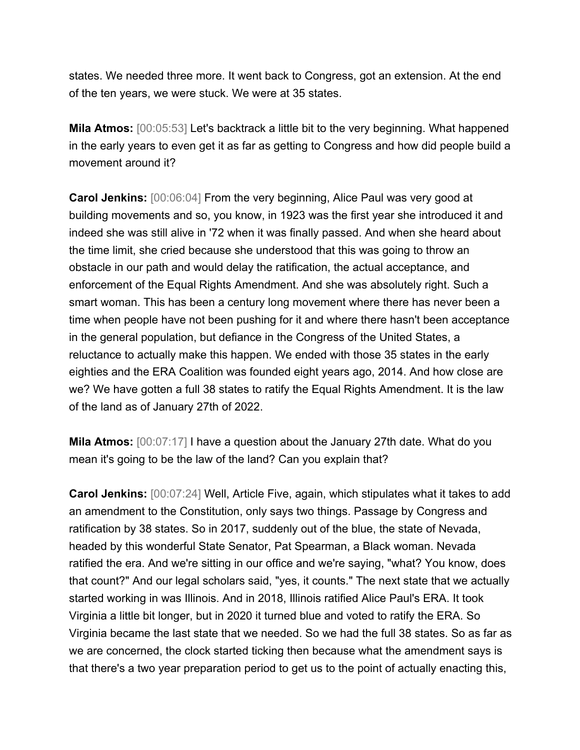states. We needed three more. It went back to Congress, got an extension. At the end of the ten years, we were stuck. We were at 35 states.

**Mila Atmos:** [00:05:53] Let's backtrack a little bit to the very beginning. What happened in the early years to even get it as far as getting to Congress and how did people build a movement around it?

**Carol Jenkins:** [00:06:04] From the very beginning, Alice Paul was very good at building movements and so, you know, in 1923 was the first year she introduced it and indeed she was still alive in '72 when it was finally passed. And when she heard about the time limit, she cried because she understood that this was going to throw an obstacle in our path and would delay the ratification, the actual acceptance, and enforcement of the Equal Rights Amendment. And she was absolutely right. Such a smart woman. This has been a century long movement where there has never been a time when people have not been pushing for it and where there hasn't been acceptance in the general population, but defiance in the Congress of the United States, a reluctance to actually make this happen. We ended with those 35 states in the early eighties and the ERA Coalition was founded eight years ago, 2014. And how close are we? We have gotten a full 38 states to ratify the Equal Rights Amendment. It is the law of the land as of January 27th of 2022.

**Mila Atmos:** [00:07:17] I have a question about the January 27th date. What do you mean it's going to be the law of the land? Can you explain that?

**Carol Jenkins:** [00:07:24] Well, Article Five, again, which stipulates what it takes to add an amendment to the Constitution, only says two things. Passage by Congress and ratification by 38 states. So in 2017, suddenly out of the blue, the state of Nevada, headed by this wonderful State Senator, Pat Spearman, a Black woman. Nevada ratified the era. And we're sitting in our office and we're saying, "what? You know, does that count?" And our legal scholars said, "yes, it counts." The next state that we actually started working in was Illinois. And in 2018, Illinois ratified Alice Paul's ERA. It took Virginia a little bit longer, but in 2020 it turned blue and voted to ratify the ERA. So Virginia became the last state that we needed. So we had the full 38 states. So as far as we are concerned, the clock started ticking then because what the amendment says is that there's a two year preparation period to get us to the point of actually enacting this,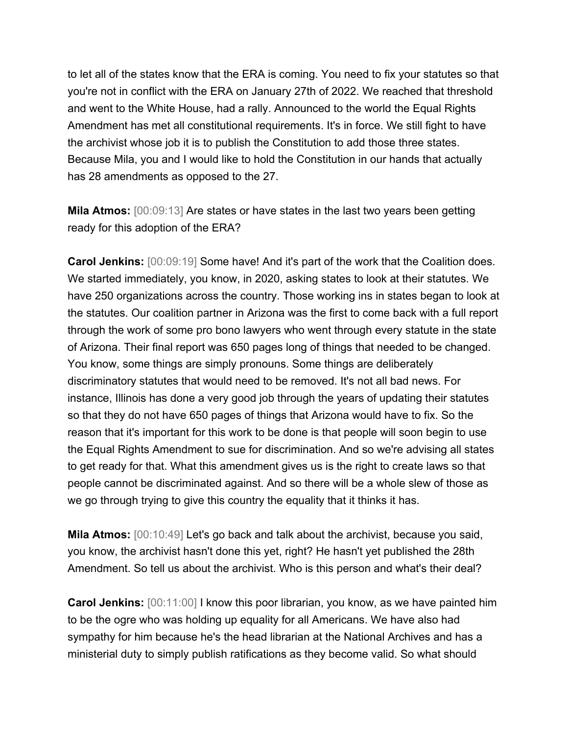to let all of the states know that the ERA is coming. You need to fix your statutes so that you're not in conflict with the ERA on January 27th of 2022. We reached that threshold and went to the White House, had a rally. Announced to the world the Equal Rights Amendment has met all constitutional requirements. It's in force. We still fight to have the archivist whose job it is to publish the Constitution to add those three states. Because Mila, you and I would like to hold the Constitution in our hands that actually has 28 amendments as opposed to the 27.

**Mila Atmos:** [00:09:13] Are states or have states in the last two years been getting ready for this adoption of the ERA?

**Carol Jenkins:** [00:09:19] Some have! And it's part of the work that the Coalition does. We started immediately, you know, in 2020, asking states to look at their statutes. We have 250 organizations across the country. Those working ins in states began to look at the statutes. Our coalition partner in Arizona was the first to come back with a full report through the work of some pro bono lawyers who went through every statute in the state of Arizona. Their final report was 650 pages long of things that needed to be changed. You know, some things are simply pronouns. Some things are deliberately discriminatory statutes that would need to be removed. It's not all bad news. For instance, Illinois has done a very good job through the years of updating their statutes so that they do not have 650 pages of things that Arizona would have to fix. So the reason that it's important for this work to be done is that people will soon begin to use the Equal Rights Amendment to sue for discrimination. And so we're advising all states to get ready for that. What this amendment gives us is the right to create laws so that people cannot be discriminated against. And so there will be a whole slew of those as we go through trying to give this country the equality that it thinks it has.

**Mila Atmos:** [00:10:49] Let's go back and talk about the archivist, because you said, you know, the archivist hasn't done this yet, right? He hasn't yet published the 28th Amendment. So tell us about the archivist. Who is this person and what's their deal?

**Carol Jenkins:** [00:11:00] I know this poor librarian, you know, as we have painted him to be the ogre who was holding up equality for all Americans. We have also had sympathy for him because he's the head librarian at the National Archives and has a ministerial duty to simply publish ratifications as they become valid. So what should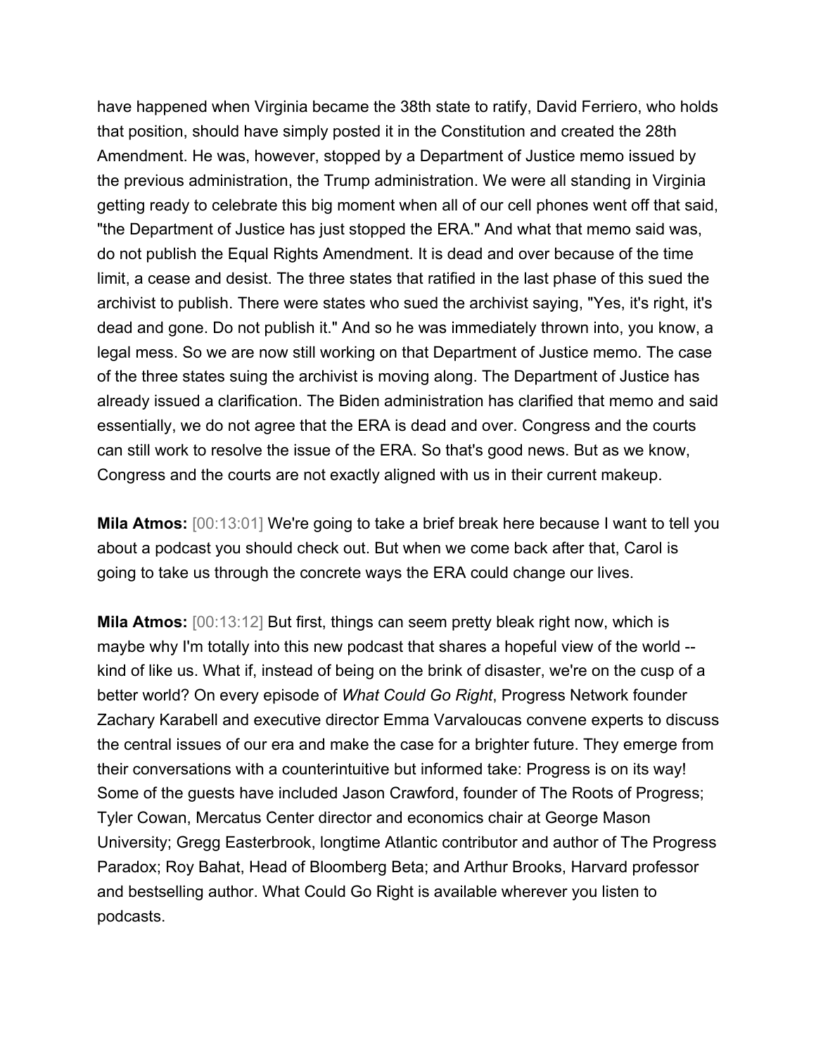have happened when Virginia became the 38th state to ratify, David Ferriero, who holds that position, should have simply posted it in the Constitution and created the 28th Amendment. He was, however, stopped by a Department of Justice memo issued by the previous administration, the Trump administration. We were all standing in Virginia getting ready to celebrate this big moment when all of our cell phones went off that said, "the Department of Justice has just stopped the ERA." And what that memo said was, do not publish the Equal Rights Amendment. It is dead and over because of the time limit, a cease and desist. The three states that ratified in the last phase of this sued the archivist to publish. There were states who sued the archivist saying, "Yes, it's right, it's dead and gone. Do not publish it." And so he was immediately thrown into, you know, a legal mess. So we are now still working on that Department of Justice memo. The case of the three states suing the archivist is moving along. The Department of Justice has already issued a clarification. The Biden administration has clarified that memo and said essentially, we do not agree that the ERA is dead and over. Congress and the courts can still work to resolve the issue of the ERA. So that's good news. But as we know, Congress and the courts are not exactly aligned with us in their current makeup.

**Mila Atmos:** [00:13:01] We're going to take a brief break here because I want to tell you about a podcast you should check out. But when we come back after that, Carol is going to take us through the concrete ways the ERA could change our lives.

**Mila Atmos:** [00:13:12] But first, things can seem pretty bleak right now, which is maybe why I'm totally into this new podcast that shares a hopeful view of the world -- kind of like us. What if, instead of being on the brink of disaster, we're on the cusp of a better world? On every episode of *What Could Go Right*, Progress Network founder Zachary Karabell and executive director Emma Varvaloucas convene experts to discuss the central issues of our era and make the case for a brighter future. They emerge from their conversations with a counterintuitive but informed take: Progress is on its way! Some of the guests have included Jason Crawford, founder of The Roots of Progress; Tyler Cowan, Mercatus Center director and economics chair at George Mason University; Gregg Easterbrook, longtime Atlantic contributor and author of The Progress Paradox; Roy Bahat, Head of Bloomberg Beta; and Arthur Brooks, Harvard professor and bestselling author. What Could Go Right is available wherever you listen to podcasts.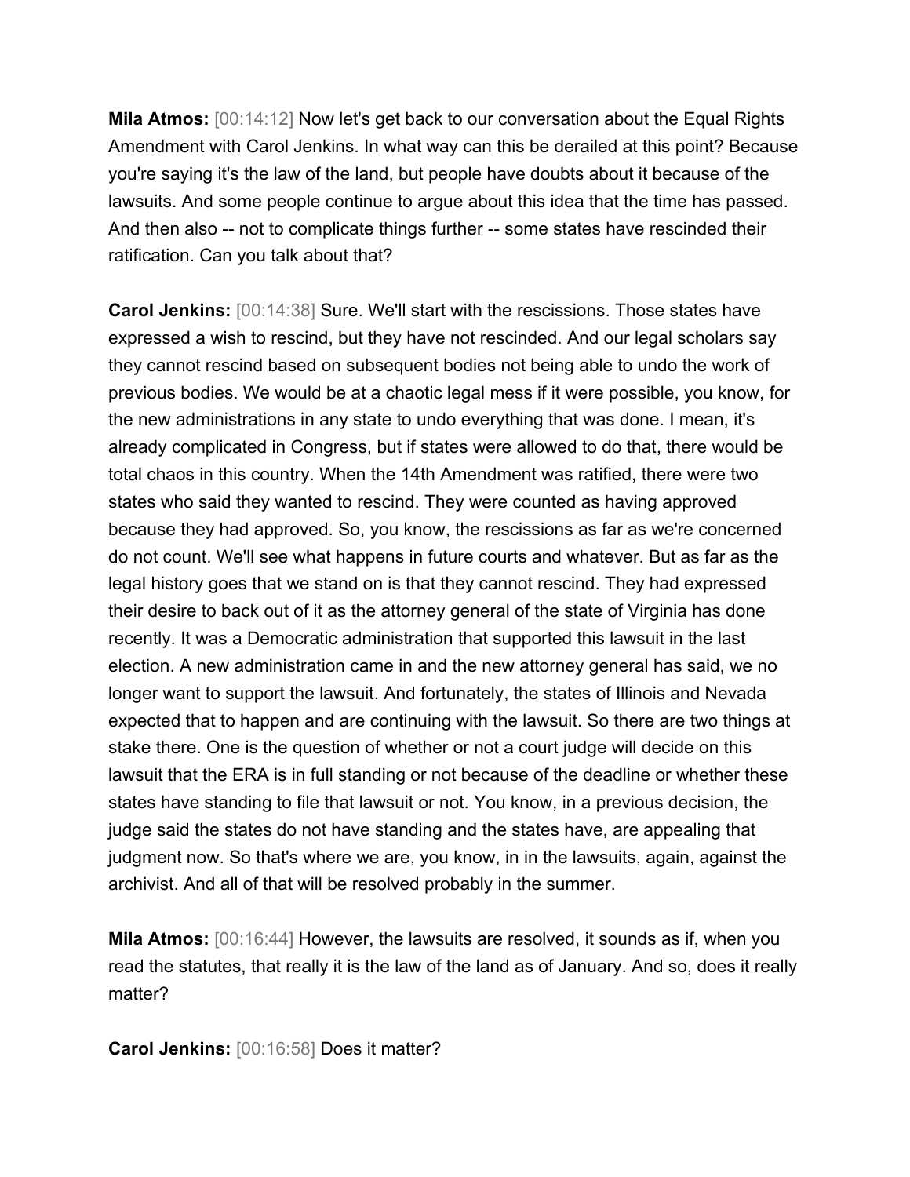**Mila Atmos:** [00:14:12] Now let's get back to our conversation about the Equal Rights Amendment with Carol Jenkins. In what way can this be derailed at this point? Because you're saying it's the law of the land, but people have doubts about it because of the lawsuits. And some people continue to argue about this idea that the time has passed. And then also -- not to complicate things further -- some states have rescinded their ratification. Can you talk about that?

**Carol Jenkins:** [00:14:38] Sure. We'll start with the rescissions. Those states have expressed a wish to rescind, but they have not rescinded. And our legal scholars say they cannot rescind based on subsequent bodies not being able to undo the work of previous bodies. We would be at a chaotic legal mess if it were possible, you know, for the new administrations in any state to undo everything that was done. I mean, it's already complicated in Congress, but if states were allowed to do that, there would be total chaos in this country. When the 14th Amendment was ratified, there were two states who said they wanted to rescind. They were counted as having approved because they had approved. So, you know, the rescissions as far as we're concerned do not count. We'll see what happens in future courts and whatever. But as far as the legal history goes that we stand on is that they cannot rescind. They had expressed their desire to back out of it as the attorney general of the state of Virginia has done recently. It was a Democratic administration that supported this lawsuit in the last election. A new administration came in and the new attorney general has said, we no longer want to support the lawsuit. And fortunately, the states of Illinois and Nevada expected that to happen and are continuing with the lawsuit. So there are two things at stake there. One is the question of whether or not a court judge will decide on this lawsuit that the ERA is in full standing or not because of the deadline or whether these states have standing to file that lawsuit or not. You know, in a previous decision, the judge said the states do not have standing and the states have, are appealing that judgment now. So that's where we are, you know, in in the lawsuits, again, against the archivist. And all of that will be resolved probably in the summer.

**Mila Atmos:** [00:16:44] However, the lawsuits are resolved, it sounds as if, when you read the statutes, that really it is the law of the land as of January. And so, does it really matter?

**Carol Jenkins:** [00:16:58] Does it matter?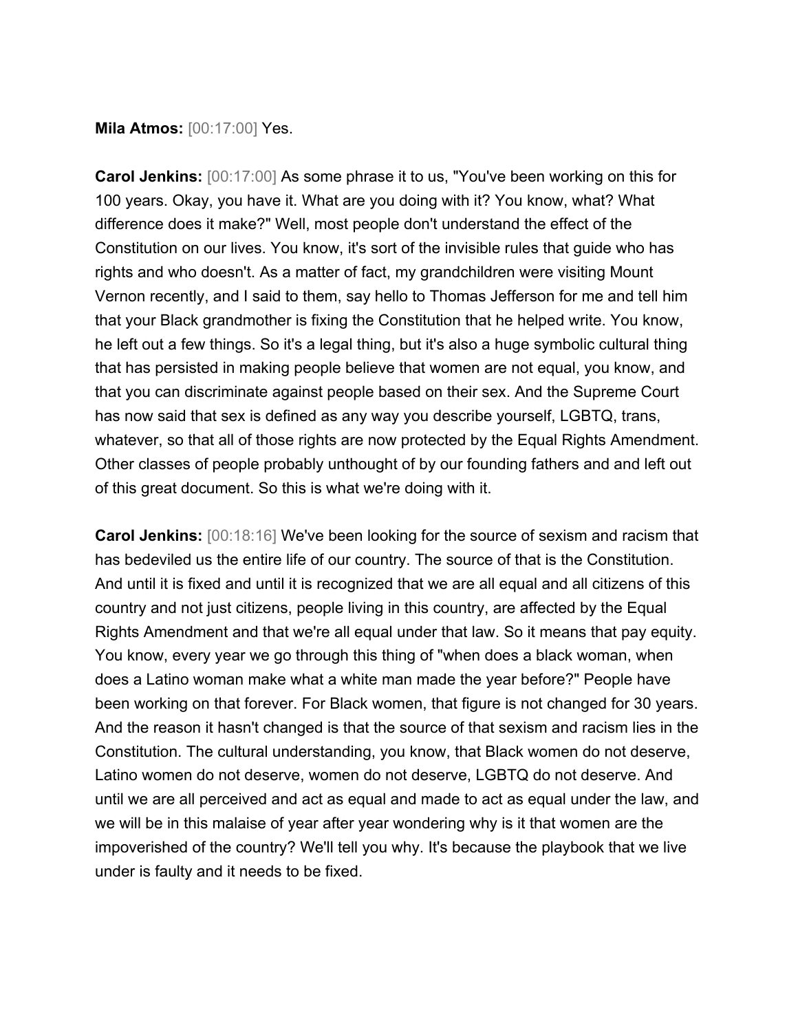**Mila Atmos:** [00:17:00] Yes.

**Carol Jenkins:** [00:17:00] As some phrase it to us, "You've been working on this for 100 years. Okay, you have it. What are you doing with it? You know, what? What difference does it make?" Well, most people don't understand the effect of the Constitution on our lives. You know, it's sort of the invisible rules that guide who has rights and who doesn't. As a matter of fact, my grandchildren were visiting Mount Vernon recently, and I said to them, say hello to Thomas Jefferson for me and tell him that your Black grandmother is fixing the Constitution that he helped write. You know, he left out a few things. So it's a legal thing, but it's also a huge symbolic cultural thing that has persisted in making people believe that women are not equal, you know, and that you can discriminate against people based on their sex. And the Supreme Court has now said that sex is defined as any way you describe yourself, LGBTQ, trans, whatever, so that all of those rights are now protected by the Equal Rights Amendment. Other classes of people probably unthought of by our founding fathers and and left out of this great document. So this is what we're doing with it.

**Carol Jenkins:** [00:18:16] We've been looking for the source of sexism and racism that has bedeviled us the entire life of our country. The source of that is the Constitution. And until it is fixed and until it is recognized that we are all equal and all citizens of this country and not just citizens, people living in this country, are affected by the Equal Rights Amendment and that we're all equal under that law. So it means that pay equity. You know, every year we go through this thing of "when does a black woman, when does a Latino woman make what a white man made the year before?" People have been working on that forever. For Black women, that figure is not changed for 30 years. And the reason it hasn't changed is that the source of that sexism and racism lies in the Constitution. The cultural understanding, you know, that Black women do not deserve, Latino women do not deserve, women do not deserve, LGBTQ do not deserve. And until we are all perceived and act as equal and made to act as equal under the law, and we will be in this malaise of year after year wondering why is it that women are the impoverished of the country? We'll tell you why. It's because the playbook that we live under is faulty and it needs to be fixed.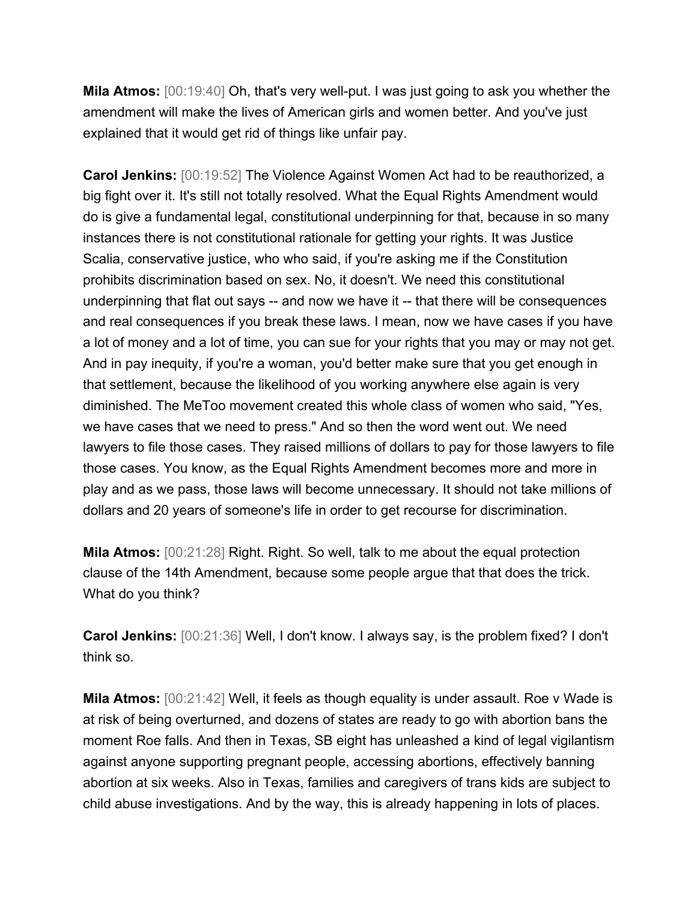**Mila Atmos:** [00:19:40] Oh, that's very well-put. I was just going to ask you whether the amendment will make the lives of American girls and women better. And you've just explained that it would get rid of things like unfair pay.

**Carol Jenkins:** [00:19:52] The Violence Against Women Act had to be reauthorized, a big fight over it. It's still not totally resolved. What the Equal Rights Amendment would do is give a fundamental legal, constitutional underpinning for that, because in so many instances there is not constitutional rationale for getting your rights. It was Justice Scalia, conservative justice, who who said, if you're asking me if the Constitution prohibits discrimination based on sex. No, it doesn't. We need this constitutional underpinning that flat out says -- and now we have it -- that there will be consequences and real consequences if you break these laws. I mean, now we have cases if you have a lot of money and a lot of time, you can sue for your rights that you may or may not get. And in pay inequity, if you're a woman, you'd better make sure that you get enough in that settlement, because the likelihood of you working anywhere else again is very diminished. The MeToo movement created this whole class of women who said, "Yes, we have cases that we need to press." And so then the word went out. We need lawyers to file those cases. They raised millions of dollars to pay for those lawyers to file those cases. You know, as the Equal Rights Amendment becomes more and more in play and as we pass, those laws will become unnecessary. It should not take millions of dollars and 20 years of someone's life in order to get recourse for discrimination.

**Mila Atmos:** [00:21:28] Right. Right. So well, talk to me about the equal protection clause of the 14th Amendment, because some people argue that that does the trick. What do you think?

**Carol Jenkins:** [00:21:36] Well, I don't know. I always say, is the problem fixed? I don't think so.

**Mila Atmos:** [00:21:42] Well, it feels as though equality is under assault. Roe v Wade is at risk of being overturned, and dozens of states are ready to go with abortion bans the moment Roe falls. And then in Texas, SB eight has unleashed a kind of legal vigilantism against anyone supporting pregnant people, accessing abortions, effectively banning abortion at six weeks. Also in Texas, families and caregivers of trans kids are subject to child abuse investigations. And by the way, this is already happening in lots of places.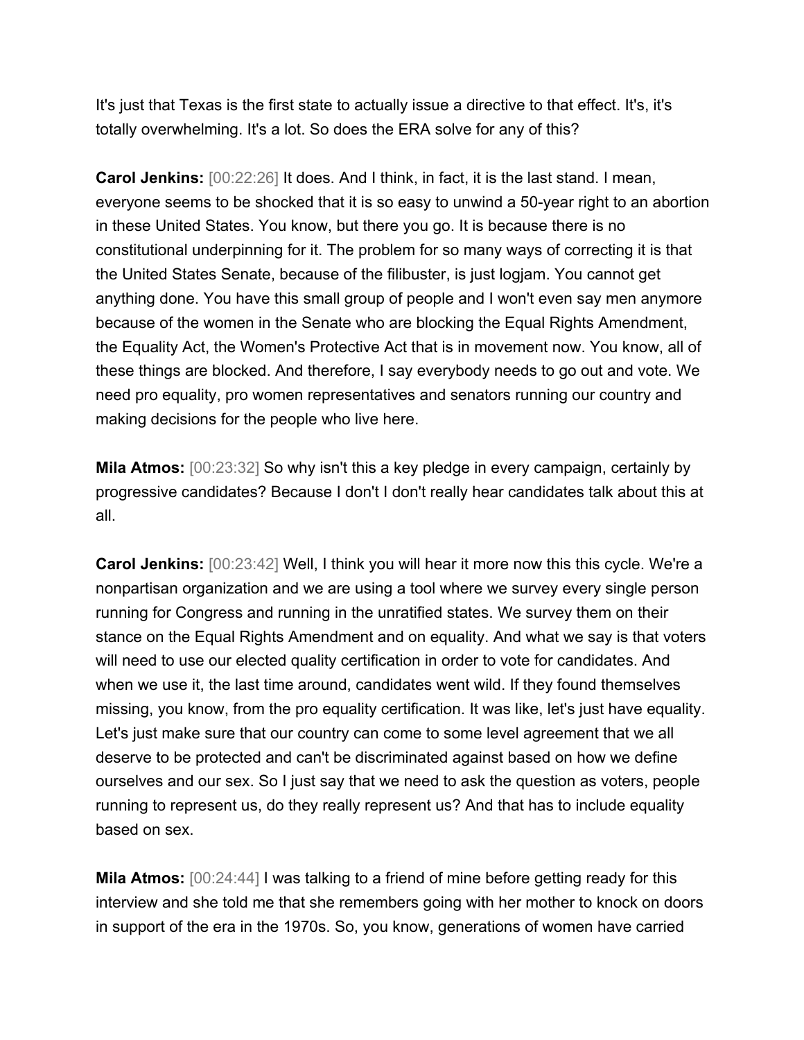It's just that Texas is the first state to actually issue a directive to that effect. It's, it's totally overwhelming. It's a lot. So does the ERA solve for any of this?

**Carol Jenkins:** [00:22:26] It does. And I think, in fact, it is the last stand. I mean, everyone seems to be shocked that it is so easy to unwind a 50-year right to an abortion in these United States. You know, but there you go. It is because there is no constitutional underpinning for it. The problem for so many ways of correcting it is that the United States Senate, because of the filibuster, is just logjam. You cannot get anything done. You have this small group of people and I won't even say men anymore because of the women in the Senate who are blocking the Equal Rights Amendment, the Equality Act, the Women's Protective Act that is in movement now. You know, all of these things are blocked. And therefore, I say everybody needs to go out and vote. We need pro equality, pro women representatives and senators running our country and making decisions for the people who live here.

**Mila Atmos:** [00:23:32] So why isn't this a key pledge in every campaign, certainly by progressive candidates? Because I don't I don't really hear candidates talk about this at all.

**Carol Jenkins:** [00:23:42] Well, I think you will hear it more now this this cycle. We're a nonpartisan organization and we are using a tool where we survey every single person running for Congress and running in the unratified states. We survey them on their stance on the Equal Rights Amendment and on equality. And what we say is that voters will need to use our elected quality certification in order to vote for candidates. And when we use it, the last time around, candidates went wild. If they found themselves missing, you know, from the pro equality certification. It was like, let's just have equality. Let's just make sure that our country can come to some level agreement that we all deserve to be protected and can't be discriminated against based on how we define ourselves and our sex. So I just say that we need to ask the question as voters, people running to represent us, do they really represent us? And that has to include equality based on sex.

**Mila Atmos:** [00:24:44] I was talking to a friend of mine before getting ready for this interview and she told me that she remembers going with her mother to knock on doors in support of the era in the 1970s. So, you know, generations of women have carried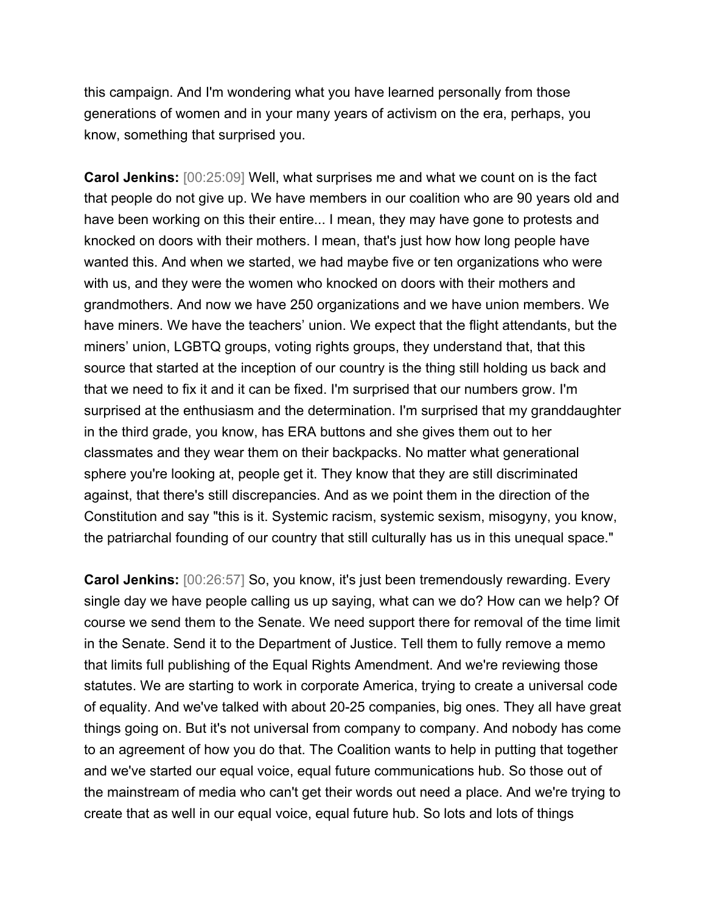this campaign. And I'm wondering what you have learned personally from those generations of women and in your many years of activism on the era, perhaps, you know, something that surprised you.

**Carol Jenkins:** [00:25:09] Well, what surprises me and what we count on is the fact that people do not give up. We have members in our coalition who are 90 years old and have been working on this their entire... I mean, they may have gone to protests and knocked on doors with their mothers. I mean, that's just how how long people have wanted this. And when we started, we had maybe five or ten organizations who were with us, and they were the women who knocked on doors with their mothers and grandmothers. And now we have 250 organizations and we have union members. We have miners. We have the teachers' union. We expect that the flight attendants, but the miners' union, LGBTQ groups, voting rights groups, they understand that, that this source that started at the inception of our country is the thing still holding us back and that we need to fix it and it can be fixed. I'm surprised that our numbers grow. I'm surprised at the enthusiasm and the determination. I'm surprised that my granddaughter in the third grade, you know, has ERA buttons and she gives them out to her classmates and they wear them on their backpacks. No matter what generational sphere you're looking at, people get it. They know that they are still discriminated against, that there's still discrepancies. And as we point them in the direction of the Constitution and say "this is it. Systemic racism, systemic sexism, misogyny, you know, the patriarchal founding of our country that still culturally has us in this unequal space."

**Carol Jenkins:** [00:26:57] So, you know, it's just been tremendously rewarding. Every single day we have people calling us up saying, what can we do? How can we help? Of course we send them to the Senate. We need support there for removal of the time limit in the Senate. Send it to the Department of Justice. Tell them to fully remove a memo that limits full publishing of the Equal Rights Amendment. And we're reviewing those statutes. We are starting to work in corporate America, trying to create a universal code of equality. And we've talked with about 20-25 companies, big ones. They all have great things going on. But it's not universal from company to company. And nobody has come to an agreement of how you do that. The Coalition wants to help in putting that together and we've started our equal voice, equal future communications hub. So those out of the mainstream of media who can't get their words out need a place. And we're trying to create that as well in our equal voice, equal future hub. So lots and lots of things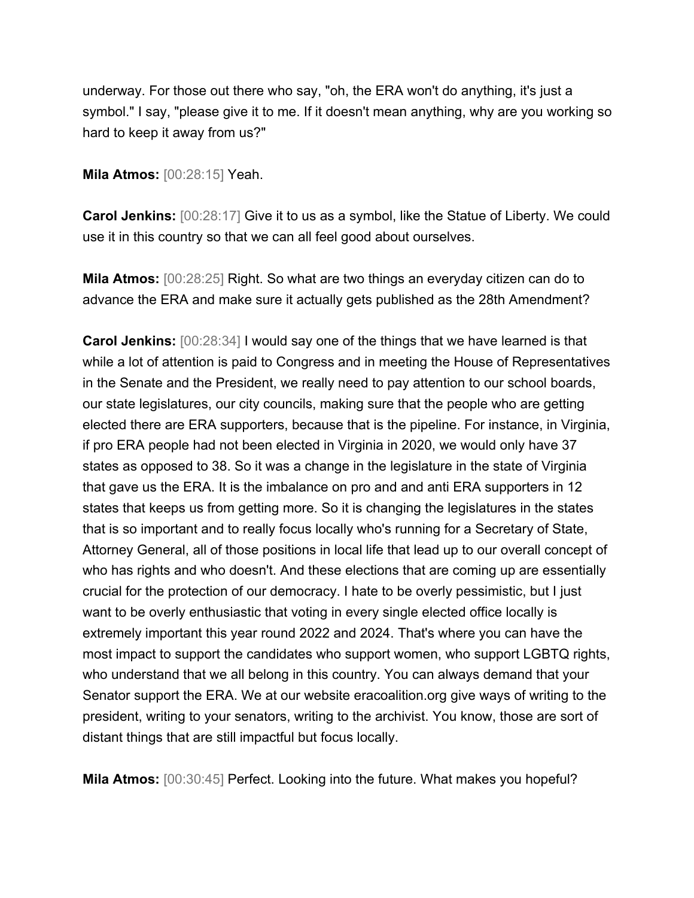underway. For those out there who say, "oh, the ERA won't do anything, it's just a symbol." I say, "please give it to me. If it doesn't mean anything, why are you working so hard to keep it away from us?"

**Mila Atmos:** [00:28:15] Yeah.

**Carol Jenkins:** [00:28:17] Give it to us as a symbol, like the Statue of Liberty. We could use it in this country so that we can all feel good about ourselves.

**Mila Atmos:** [00:28:25] Right. So what are two things an everyday citizen can do to advance the ERA and make sure it actually gets published as the 28th Amendment?

**Carol Jenkins:** [00:28:34] I would say one of the things that we have learned is that while a lot of attention is paid to Congress and in meeting the House of Representatives in the Senate and the President, we really need to pay attention to our school boards, our state legislatures, our city councils, making sure that the people who are getting elected there are ERA supporters, because that is the pipeline. For instance, in Virginia, if pro ERA people had not been elected in Virginia in 2020, we would only have 37 states as opposed to 38. So it was a change in the legislature in the state of Virginia that gave us the ERA. It is the imbalance on pro and and anti ERA supporters in 12 states that keeps us from getting more. So it is changing the legislatures in the states that is so important and to really focus locally who's running for a Secretary of State, Attorney General, all of those positions in local life that lead up to our overall concept of who has rights and who doesn't. And these elections that are coming up are essentially crucial for the protection of our democracy. I hate to be overly pessimistic, but I just want to be overly enthusiastic that voting in every single elected office locally is extremely important this year round 2022 and 2024. That's where you can have the most impact to support the candidates who support women, who support LGBTQ rights, who understand that we all belong in this country. You can always demand that your Senator support the ERA. We at our website eracoalition.org give ways of writing to the president, writing to your senators, writing to the archivist. You know, those are sort of distant things that are still impactful but focus locally.

**Mila Atmos:** [00:30:45] Perfect. Looking into the future. What makes you hopeful?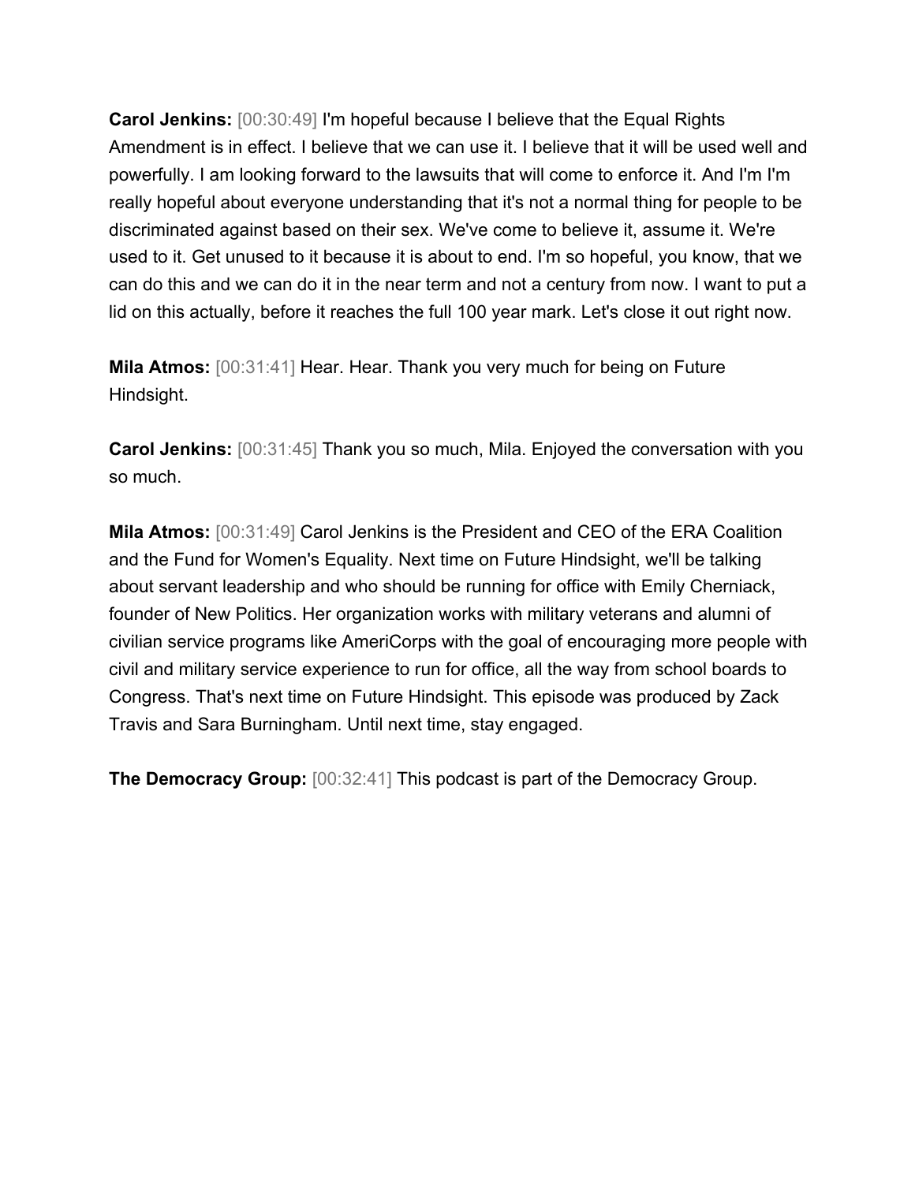**Carol Jenkins:** [00:30:49] I'm hopeful because I believe that the Equal Rights Amendment is in effect. I believe that we can use it. I believe that it will be used well and powerfully. I am looking forward to the lawsuits that will come to enforce it. And I'm I'm really hopeful about everyone understanding that it's not a normal thing for people to be discriminated against based on their sex. We've come to believe it, assume it. We're used to it. Get unused to it because it is about to end. I'm so hopeful, you know, that we can do this and we can do it in the near term and not a century from now. I want to put a lid on this actually, before it reaches the full 100 year mark. Let's close it out right now.

**Mila Atmos:** [00:31:41] Hear. Hear. Thank you very much for being on Future Hindsight.

**Carol Jenkins:** [00:31:45] Thank you so much, Mila. Enjoyed the conversation with you so much.

**Mila Atmos:** [00:31:49] Carol Jenkins is the President and CEO of the ERA Coalition and the Fund for Women's Equality. Next time on Future Hindsight, we'll be talking about servant leadership and who should be running for office with Emily Cherniack, founder of New Politics. Her organization works with military veterans and alumni of civilian service programs like AmeriCorps with the goal of encouraging more people with civil and military service experience to run for office, all the way from school boards to Congress. That's next time on Future Hindsight. This episode was produced by Zack Travis and Sara Burningham. Until next time, stay engaged.

**The Democracy Group:** [00:32:41] This podcast is part of the Democracy Group.